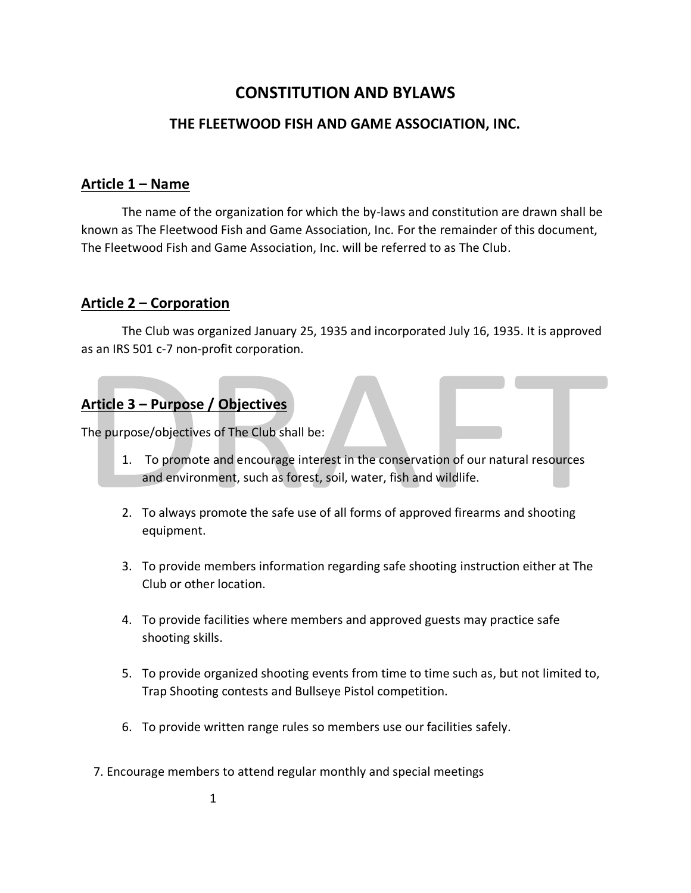# CONSTITUTION AND BYLAWS

## THE FLEETWOOD FISH AND GAME ASSOCIATION, INC.

### Article 1 – Name

The name of the organization for which the by-laws and constitution are drawn shall be known as The Fleetwood Fish and Game Association, Inc. For the remainder of this document, The Fleetwood Fish and Game Association, Inc. will be referred to as The Club.

### Article 2 – Corporation

The Club was organized January 25, 1935 and incorporated July 16, 1935. It is approved as an IRS 501 c-7 non-profit corporation.

### Article 3 – Purpose / Objectives

The purpose/objectives of The Club shall be:

1. To promote and encourage interest in the conservation of our natural resources and environment, such as forest, soil, water, fish and wildlife.

2. To always promote the safe use of all forms of approved firearms and shooting equipment.

3. To provide members information regarding safe shooting instruction either at The Club or other location.

4. To provide facilities where members and approved guests may practice safe shooting skills.

5. To provide organized shooting events from time to time such as, but not limited to, Trap Shooting contests and Bullseye Pistol competition.

6. To provide written range rules so members use our facilities safely.

7. Encourage members to attend regular monthly and special meetings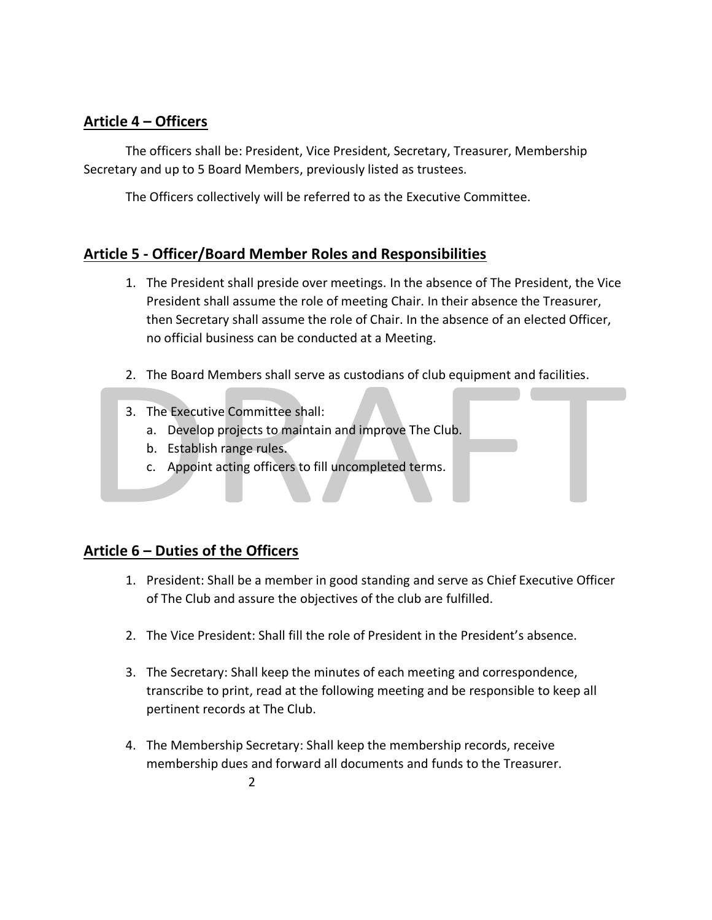## Article 4 – Officers

The officers shall be: President, Vice President, Secretary, Treasurer, Membership Secretary and up to 5 Board Members, previously listed as trustees.

The Officers collectively will be referred to as the Executive Committee.

## Article 5 - Officer/Board Member Roles and Responsibilities

1. The President shall preside over meetings. In the absence of The President, the Vice President shall assume the role of meeting Chair. In their absence the Treasurer, then Secretary shall assume the role of Chair. In the absence of an elected Officer, no official business can be conducted at a Meeting.

2. The Board Members shall serve as custodians of club equipment and facilities.

3. The Executive Committee shall:
   a. Develop projects to maintain and improve The Club.
   b. Establish range rules.
   c. Appoint acting officers to fill uncompleted terms.

## Article 6 – Duties of the Officers

1. President: Shall be a member in good standing and serve as Chief Executive Officer of The Club and assure the objectives of the club are fulfilled.

2. The Vice President: Shall fill the role of President in the President's absence.

3. The Secretary: Shall keep the minutes of each meeting and correspondence, transcribe to print, read at the following meeting and be responsible to keep all pertinent records at The Club.

4. The Membership Secretary: Shall keep the membership records, receive membership dues and forward all documents and funds to the Treasurer.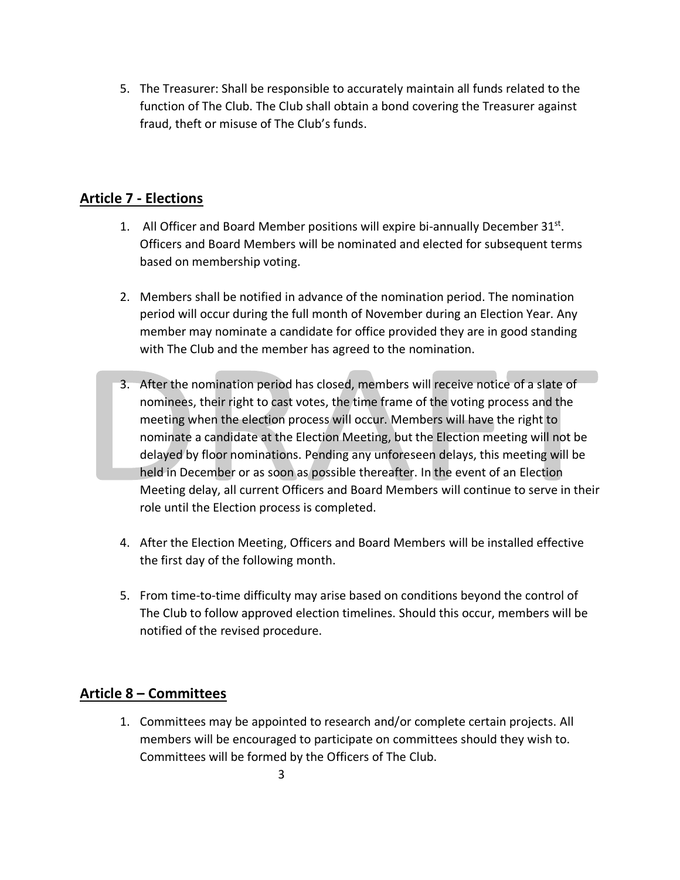5. The Treasurer: Shall be responsible to accurately maintain all funds related to the function of The Club. The Club shall obtain a bond covering the Treasurer against fraud, theft or misuse of The Club's funds.

## Article 7 - Elections

1. All Officer and Board Member positions will expire bi-annually December 31st. Officers and Board Members will be nominated and elected for subsequent terms based on membership voting.

2. Members shall be notified in advance of the nomination period. The nomination period will occur during the full month of November during an Election Year. Any member may nominate a candidate for office provided they are in good standing with The Club and the member has agreed to the nomination.

3. After the nomination period has closed, members will receive notice of a slate of nominees, their right to cast votes, the time frame of the voting process and the meeting when the election process will occur. Members will have the right to nominate a candidate at the Election Meeting, but the Election meeting will not be delayed by floor nominations. Pending any unforeseen delays, this meeting will be held in December or as soon as possible thereafter. In the event of an Election Meeting delay, all current Officers and Board Members will continue to serve in their role until the Election process is completed.

4. After the Election Meeting, Officers and Board Members will be installed effective the first day of the following month.

5. From time-to-time difficulty may arise based on conditions beyond the control of The Club to follow approved election timelines. Should this occur, members will be notified of the revised procedure.

## Article 8 – Committees

1. Committees may be appointed to research and/or complete certain projects. All members will be encouraged to participate on committees should they wish to. Committees will be formed by the Officers of The Club.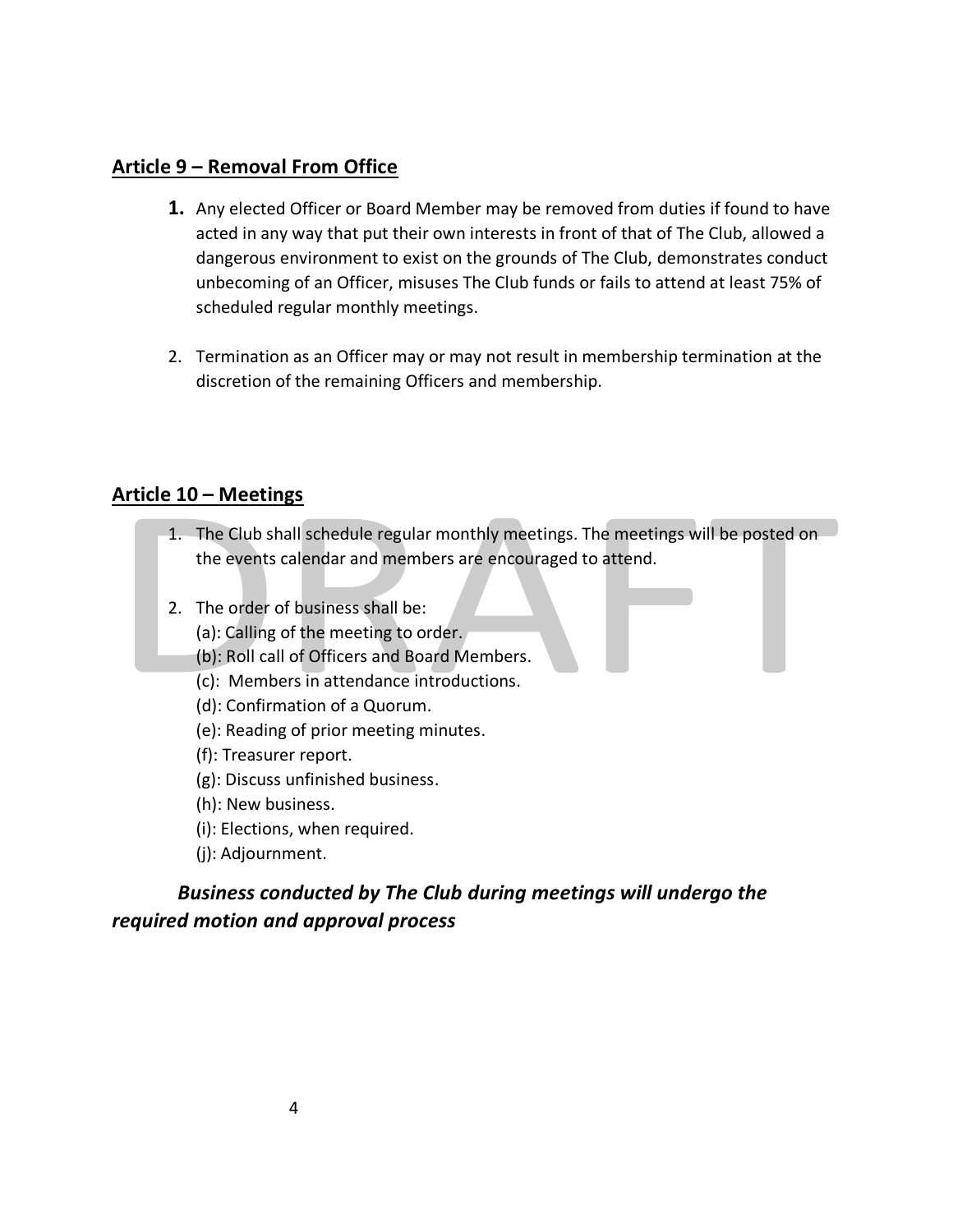## Article 9 – Removal From Office

1. Any elected Officer or Board Member may be removed from duties if found to have acted in any way that put their own interests in front of that of The Club, allowed a dangerous environment to exist on the grounds of The Club, demonstrates conduct unbecoming of an Officer, misuses The Club funds or fails to attend at least 75% of scheduled regular monthly meetings.

2. Termination as an Officer may or may not result in membership termination at the discretion of the remaining Officers and membership.

## Article 10 – Meetings

1. The Club shall schedule regular monthly meetings. The meetings will be posted on the events calendar and members are encouraged to attend.

2. The order of business shall be:
   (a): Calling of the meeting to order.
   (b): Roll call of Officers and Board Members.
   (c): Members in attendance introductions.
   (d): Confirmation of a Quorum.
   (e): Reading of prior meeting minutes.
   (f): Treasurer report.
   (g): Discuss unfinished business.
   (h): New business.
   (i): Elections, when required.
   (j): Adjournment.

***Business conducted by The Club during meetings will undergo the required motion and approval process***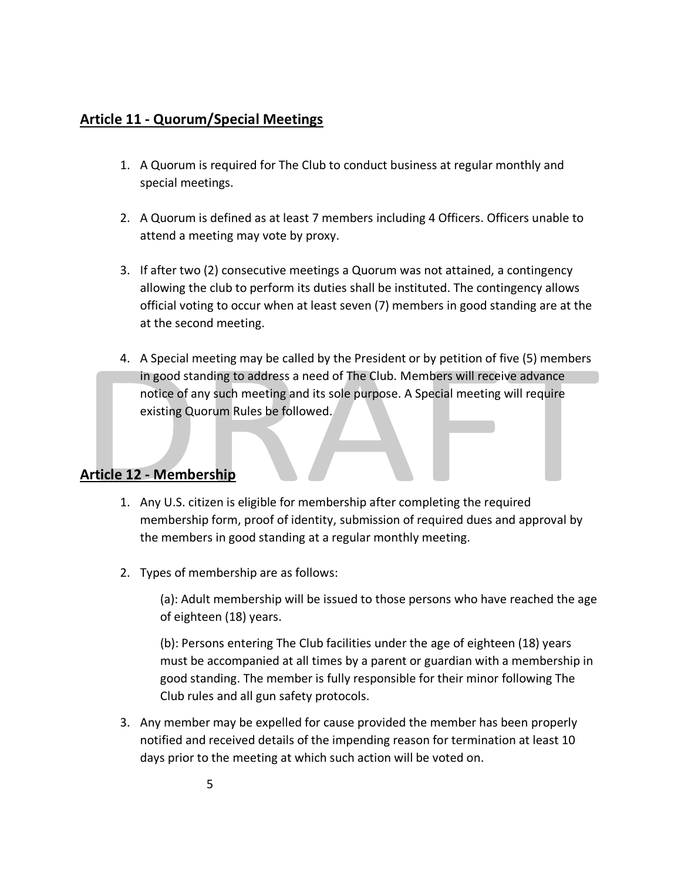## Article 11 - Quorum/Special Meetings

1. A Quorum is required for The Club to conduct business at regular monthly and special meetings.

2. A Quorum is defined as at least 7 members including 4 Officers. Officers unable to attend a meeting may vote by proxy.

3. If after two (2) consecutive meetings a Quorum was not attained, a contingency allowing the club to perform its duties shall be instituted. The contingency allows official voting to occur when at least seven (7) members in good standing are at the at the second meeting.

4. A Special meeting may be called by the President or by petition of five (5) members in good standing to address a need of The Club. Members will receive advance notice of any such meeting and its sole purpose. A Special meeting will require existing Quorum Rules be followed.

## Article 12 - Membership

1. Any U.S. citizen is eligible for membership after completing the required membership form, proof of identity, submission of required dues and approval by the members in good standing at a regular monthly meeting.

2. Types of membership are as follows:

   (a): Adult membership will be issued to those persons who have reached the age of eighteen (18) years.

   (b): Persons entering The Club facilities under the age of eighteen (18) years must be accompanied at all times by a parent or guardian with a membership in good standing. The member is fully responsible for their minor following The Club rules and all gun safety protocols.

3. Any member may be expelled for cause provided the member has been properly notified and received details of the impending reason for termination at least 10 days prior to the meeting at which such action will be voted on.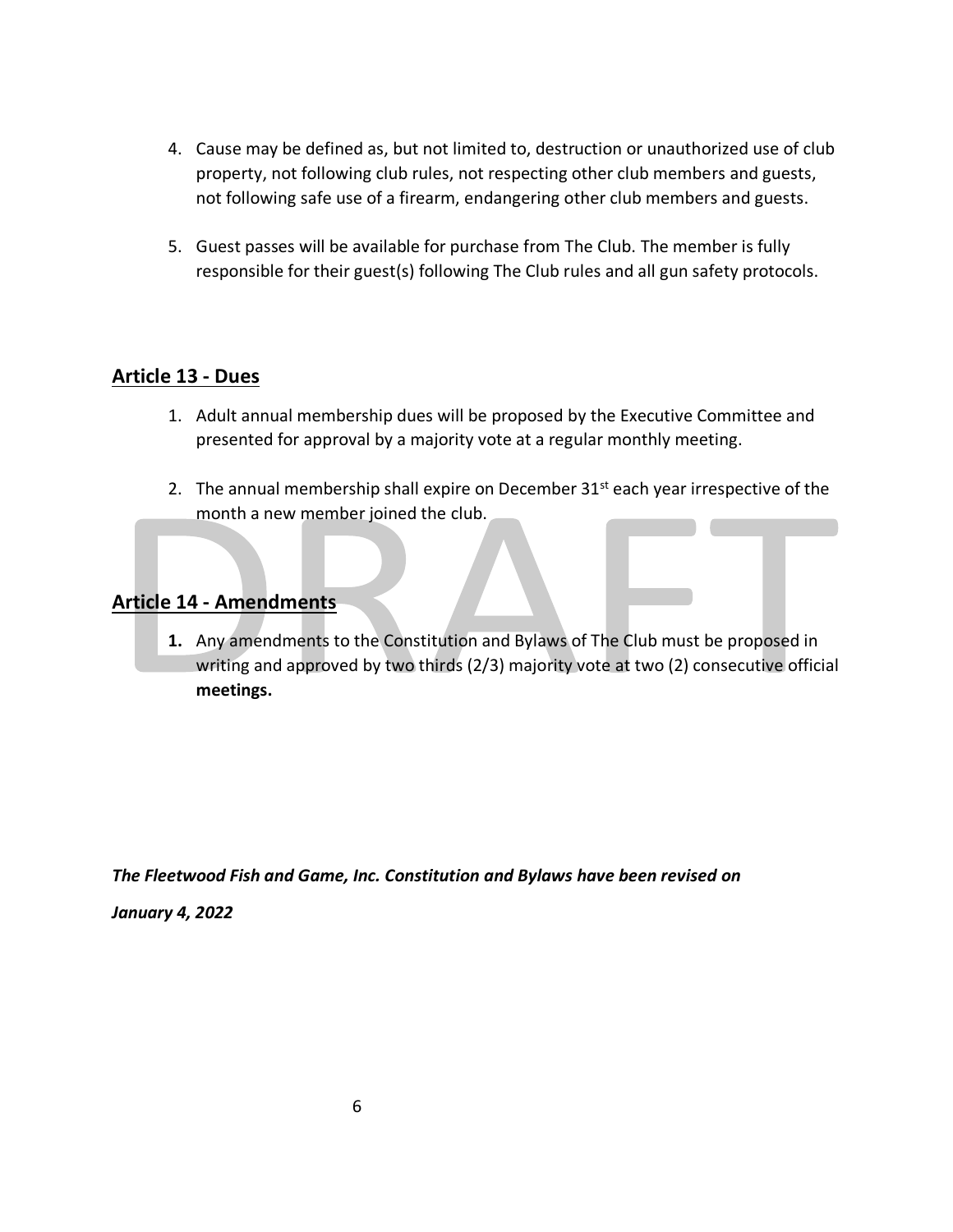4. Cause may be defined as, but not limited to, destruction or unauthorized use of club property, not following club rules, not respecting other club members and guests, not following safe use of a firearm, endangering other club members and guests.

5. Guest passes will be available for purchase from The Club. The member is fully responsible for their guest(s) following The Club rules and all gun safety protocols.

## Article 13 - Dues

1. Adult annual membership dues will be proposed by the Executive Committee and presented for approval by a majority vote at a regular monthly meeting.

2. The annual membership shall expire on December 31st each year irrespective of the month a new member joined the club.

## Article 14 - Amendments

1. Any amendments to the Constitution and Bylaws of The Club must be proposed in writing and approved by two thirds (2/3) majority vote at two (2) consecutive official **meetings.**

***The Fleetwood Fish and Game, Inc. Constitution and Bylaws have been revised on***

***January 4, 2022***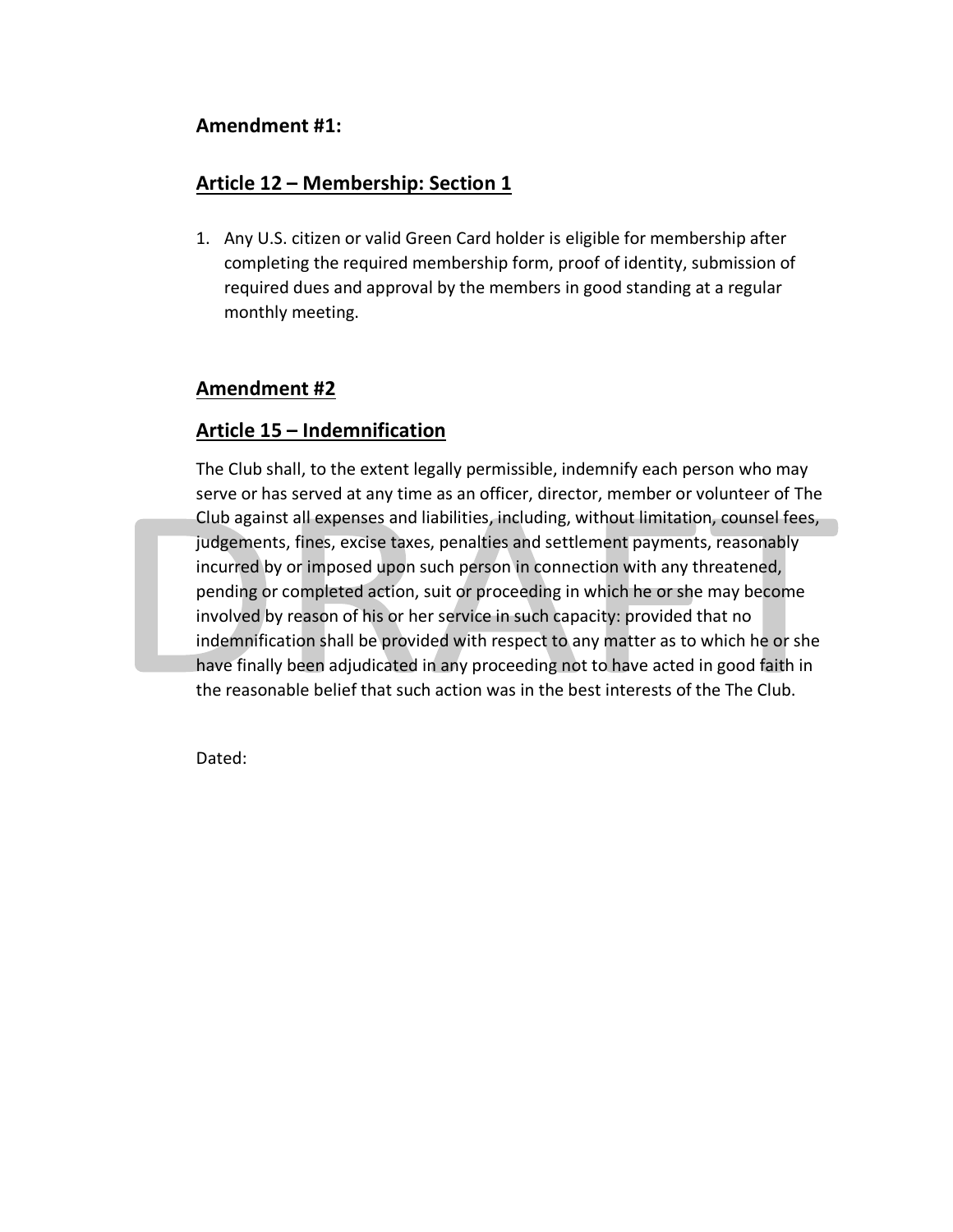**Amendment #1:**

## Article 12 – Membership: Section 1

1. Any U.S. citizen or valid Green Card holder is eligible for membership after completing the required membership form, proof of identity, submission of required dues and approval by the members in good standing at a regular monthly meeting.

## Amendment #2

## Article 15 – Indemnification

The Club shall, to the extent legally permissible, indemnify each person who may serve or has served at any time as an officer, director, member or volunteer of The Club against all expenses and liabilities, including, without limitation, counsel fees, judgements, fines, excise taxes, penalties and settlement payments, reasonably incurred by or imposed upon such person in connection with any threatened, pending or completed action, suit or proceeding in which he or she may become involved by reason of his or her service in such capacity: provided that no indemnification shall be provided with respect to any matter as to which he or she have finally been adjudicated in any proceeding not to have acted in good faith in the reasonable belief that such action was in the best interests of the The Club.

Dated:

DRAFT